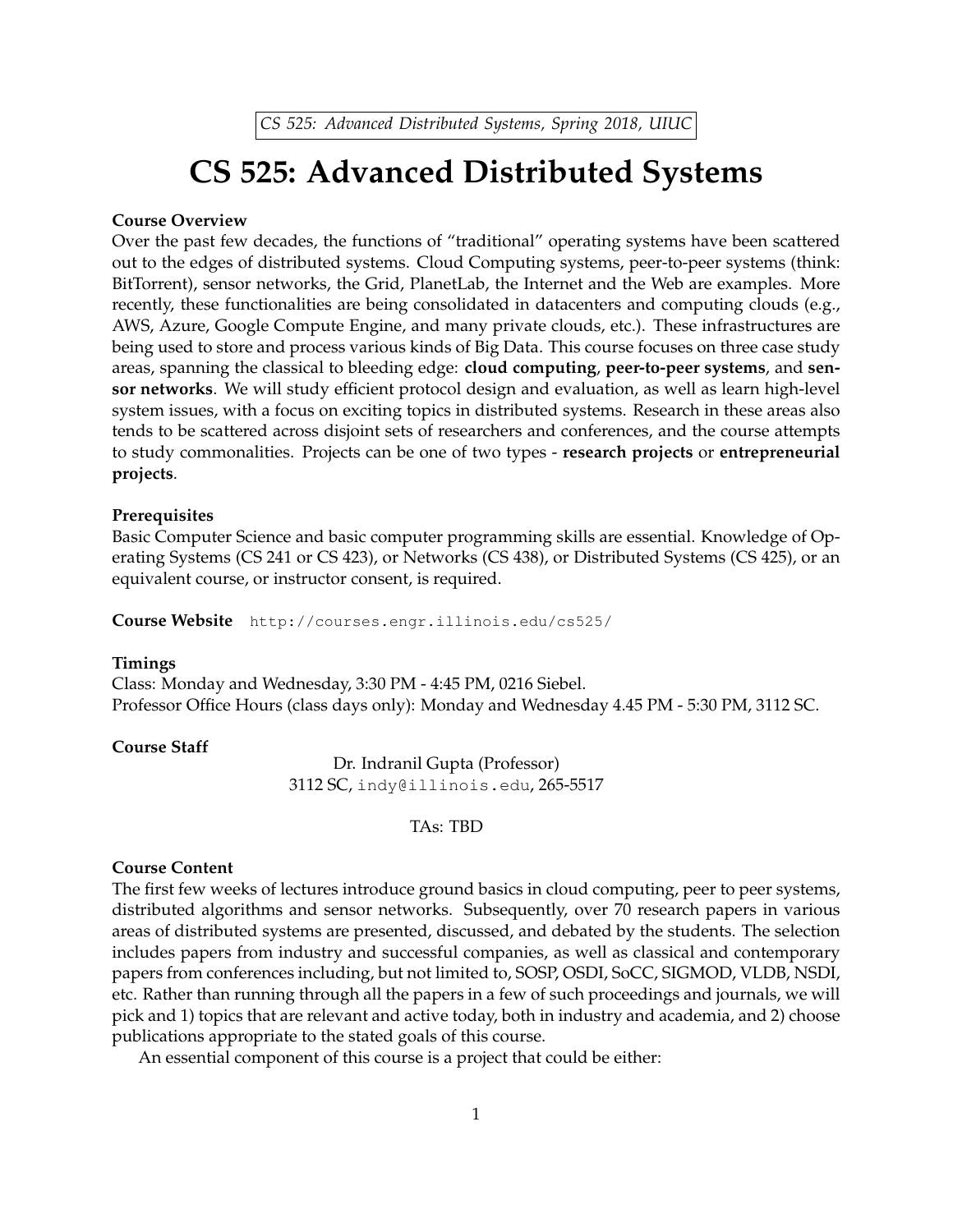# CS 525: Advanced Distributed Systems

### Course Overview

Over the past few decades, the functions of "traditional" operating systems have been scattered out to the edges of distributed systems. Cloud Computing systems, peer-to-peer systems (think: BitTorrent), sensor networks, the Grid, PlanetLab, the Internet and the Web are examples. More recently, these functionalities are being consolidated in datacenters and computing clouds (e.g., AWS, Azure, Google Compute Engine, and many private clouds, etc.). These infrastructures are being used to store and process various kinds of Big Data. This course focuses on three case study areas, spanning the classical to bleeding edge: **cloud computing**, **peer-to-peer systems**, and **sensor networks**. We will study efficient protocol design and evaluation, as well as learn high-level system issues, with a focus on exciting topics in distributed systems. Research in these areas also tends to be scattered across disjoint sets of researchers and conferences, and the course attempts to study commonalities. Projects can be one of two types - **research projects** or **entrepreneurial projects**.

### Prerequisites

Basic Computer Science and basic computer programming skills are essential. Knowledge of Operating Systems (CS 241 or CS 423), or Networks (CS 438), or Distributed Systems (CS 425), or an equivalent course, or instructor consent, is required.

**Course Website** `http://courses.engr.illinois.edu/cs525/`

### Timings

Class: Monday and Wednesday, 3:30 PM - 4:45 PM, 0216 Siebel.
Professor Office Hours (class days only): Monday and Wednesday 4.45 PM - 5:30 PM, 3112 SC.

### Course Staff

Dr. Indranil Gupta (Professor)
3112 SC, `indy@illinois.edu`, 265-5517

TAs: TBD

### Course Content

The first few weeks of lectures introduce ground basics in cloud computing, peer to peer systems, distributed algorithms and sensor networks. Subsequently, over 70 research papers in various areas of distributed systems are presented, discussed, and debated by the students. The selection includes papers from industry and successful companies, as well as classical and contemporary papers from conferences including, but not limited to, SOSP, OSDI, SoCC, SIGMOD, VLDB, NSDI, etc. Rather than running through all the papers in a few of such proceedings and journals, we will pick and 1) topics that are relevant and active today, both in industry and academia, and 2) choose publications appropriate to the stated goals of this course.

An essential component of this course is a project that could be either: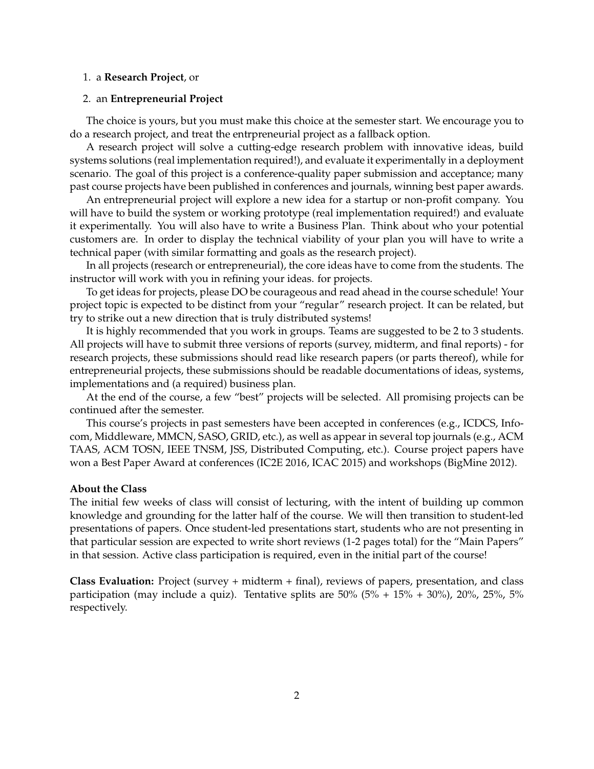1. a **Research Project**, or
2. an **Entrepreneurial Project**

The choice is yours, but you must make this choice at the semester start. We encourage you to do a research project, and treat the entrpreneurial project as a fallback option.

A research project will solve a cutting-edge research problem with innovative ideas, build systems solutions (real implementation required!), and evaluate it experimentally in a deployment scenario. The goal of this project is a conference-quality paper submission and acceptance; many past course projects have been published in conferences and journals, winning best paper awards.

An entrepreneurial project will explore a new idea for a startup or non-profit company. You will have to build the system or working prototype (real implementation required!) and evaluate it experimentally. You will also have to write a Business Plan. Think about who your potential customers are. In order to display the technical viability of your plan you will have to write a technical paper (with similar formatting and goals as the research project).

In all projects (research or entrepreneurial), the core ideas have to come from the students. The instructor will work with you in refining your ideas. for projects.

To get ideas for projects, please DO be courageous and read ahead in the course schedule! Your project topic is expected to be distinct from your "regular" research project. It can be related, but try to strike out a new direction that is truly distributed systems!

It is highly recommended that you work in groups. Teams are suggested to be 2 to 3 students. All projects will have to submit three versions of reports (survey, midterm, and final reports) - for research projects, these submissions should read like research papers (or parts thereof), while for entrepreneurial projects, these submissions should be readable documentations of ideas, systems, implementations and (a required) business plan.

At the end of the course, a few "best" projects will be selected. All promising projects can be continued after the semester.

This course's projects in past semesters have been accepted in conferences (e.g., ICDCS, Infocom, Middleware, MMCN, SASO, GRID, etc.), as well as appear in several top journals (e.g., ACM TAAS, ACM TOSN, IEEE TNSM, JSS, Distributed Computing, etc.). Course project papers have won a Best Paper Award at conferences (IC2E 2016, ICAC 2015) and workshops (BigMine 2012).

**About the Class**

The initial few weeks of class will consist of lecturing, with the intent of building up common knowledge and grounding for the latter half of the course. We will then transition to student-led presentations of papers. Once student-led presentations start, students who are not presenting in that particular session are expected to write short reviews (1-2 pages total) for the "Main Papers" in that session. Active class participation is required, even in the initial part of the course!

**Class Evaluation:** Project (survey + midterm + final), reviews of papers, presentation, and class participation (may include a quiz). Tentative splits are 50% (5% + 15% + 30%), 20%, 25%, 5% respectively.